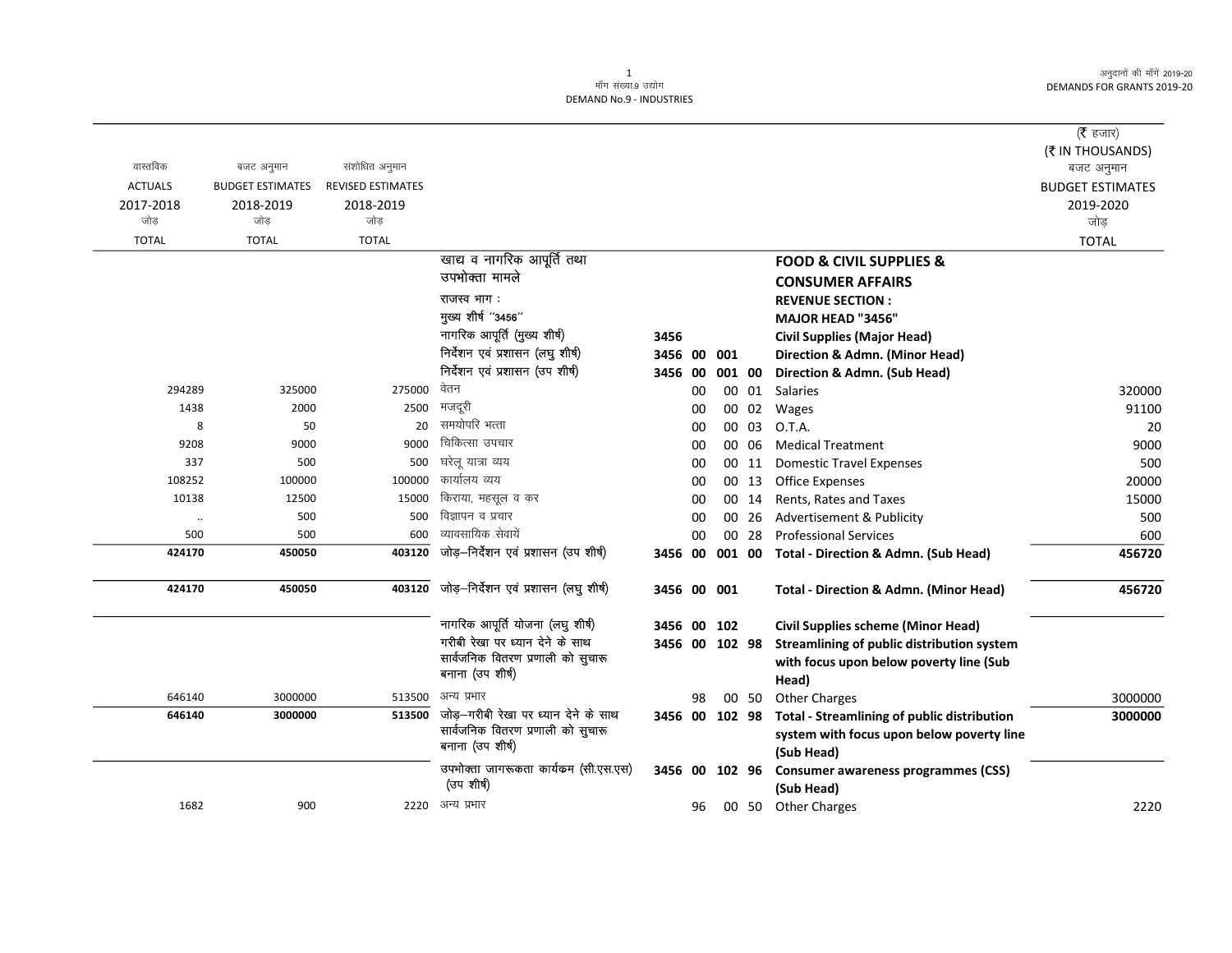मॉंग संख्या.9 उद्योग
DEMAND No.9 - INDUSTRIES

अनुदानों की मॉंगें 2019-20
DEMANDS FOR GRANTS 2019-20

(₹ हजार)
(₹ IN THOUSANDS)

| वास्तविक ACTUALS 2017-2018 जोड़ TOTAL | बजट अनुमान BUDGET ESTIMATES 2018-2019 जोड़ TOTAL | संशोधित अनुमान REVISED ESTIMATES 2018-2019 जोड़ TOTAL | | | | | | | बजट अनुमान BUDGET ESTIMATES 2019-2020 जोड़ TOTAL |
|---|---|---|---|---|---|---|---|---|---|
| | | | खाद्य व नागरिक आपूर्ति तथा उपभोक्ता मामले | | | | | **FOOD & CIVIL SUPPLIES & CONSUMER AFFAIRS** | |
| | | | राजस्व भाग : | | | | | **REVENUE SECTION :** | |
| | | | मुख्य शीर्ष "3456" | | | | | **MAJOR HEAD "3456"** | |
| | | | नागरिक आपूर्ति (मुख्य शीर्ष) | 3456 | | | | **Civil Supplies (Major Head)** | |
| | | | निर्देशन एवं प्रशासन (लघु शीर्ष) | 3456 | 00 | 001 | | **Direction & Admn. (Minor Head)** | |
| | | | निर्देशन एवं प्रशासन (उप शीर्ष) | 3456 | 00 | 001 | 00 | **Direction & Admn. (Sub Head)** | |
| 294289 | 325000 | 275000 | वेतन | | 00 | 00 | 01 | Salaries | 320000 |
| 1438 | 2000 | 2500 | मजदूरी | | 00 | 00 | 02 | Wages | 91100 |
| 8 | 50 | 20 | समयोपरि भत्ता | | 00 | 00 | 03 | O.T.A. | 20 |
| 9208 | 9000 | 9000 | चिकित्सा उपचार | | 00 | 00 | 06 | Medical Treatment | 9000 |
| 337 | 500 | 500 | घरेलू यात्रा व्यय | | 00 | 00 | 11 | Domestic Travel Expenses | 500 |
| 108252 | 100000 | 100000 | कार्यालय व्यय | | 00 | 00 | 13 | Office Expenses | 20000 |
| 10138 | 12500 | 15000 | किराया, महसूल व कर | | 00 | 00 | 14 | Rents, Rates and Taxes | 15000 |
| .. | 500 | 500 | विज्ञापन व प्रचार | | 00 | 00 | 26 | Advertisement & Publicity | 500 |
| 500 | 500 | 600 | व्यावसायिक सेवायें | | 00 | 00 | 28 | Professional Services | 600 |
| **424170** | **450050** | **403120** | जोड़–निर्देशन एवं प्रशासन (उप शीर्ष) | 3456 | 00 | 001 | 00 | **Total - Direction & Admn. (Sub Head)** | **456720** |
| **424170** | **450050** | **403120** | जोड़–निर्देशन एवं प्रशासन (लघु शीर्ष) | 3456 | 00 | 001 | | **Total - Direction & Admn. (Minor Head)** | **456720** |
| | | | नागरिक आपूर्ति योजना (लघु शीर्ष) | 3456 | 00 | 102 | | **Civil Supplies scheme (Minor Head)** | |
| | | | गरीबी रेखा पर ध्यान देने के साथ सार्वजनिक वितरण प्रणाली को सुचारू बनाना (उप शीर्ष) | 3456 | 00 | 102 | 98 | **Streamlining of public distribution system with focus upon below poverty line (Sub Head)** | |
| 646140 | 3000000 | 513500 | अन्य प्रभार | | 98 | 00 | 50 | Other Charges | 3000000 |
| **646140** | **3000000** | **513500** | जोड़–गरीबी रेखा पर ध्यान देने के साथ सार्वजनिक वितरण प्रणाली को सुचारू बनाना (उप शीर्ष) | 3456 | 00 | 102 | 98 | **Total - Streamlining of public distribution system with focus upon below poverty line (Sub Head)** | **3000000** |
| | | | उपभोक्ता जागरूकता कार्यक्रम (सी.एस.एस) (उप शीर्ष) | 3456 | 00 | 102 | 96 | **Consumer awareness programmes (CSS) (Sub Head)** | |
| 1682 | 900 | 2220 | अन्य प्रभार | | 96 | 00 | 50 | Other Charges | 2220 |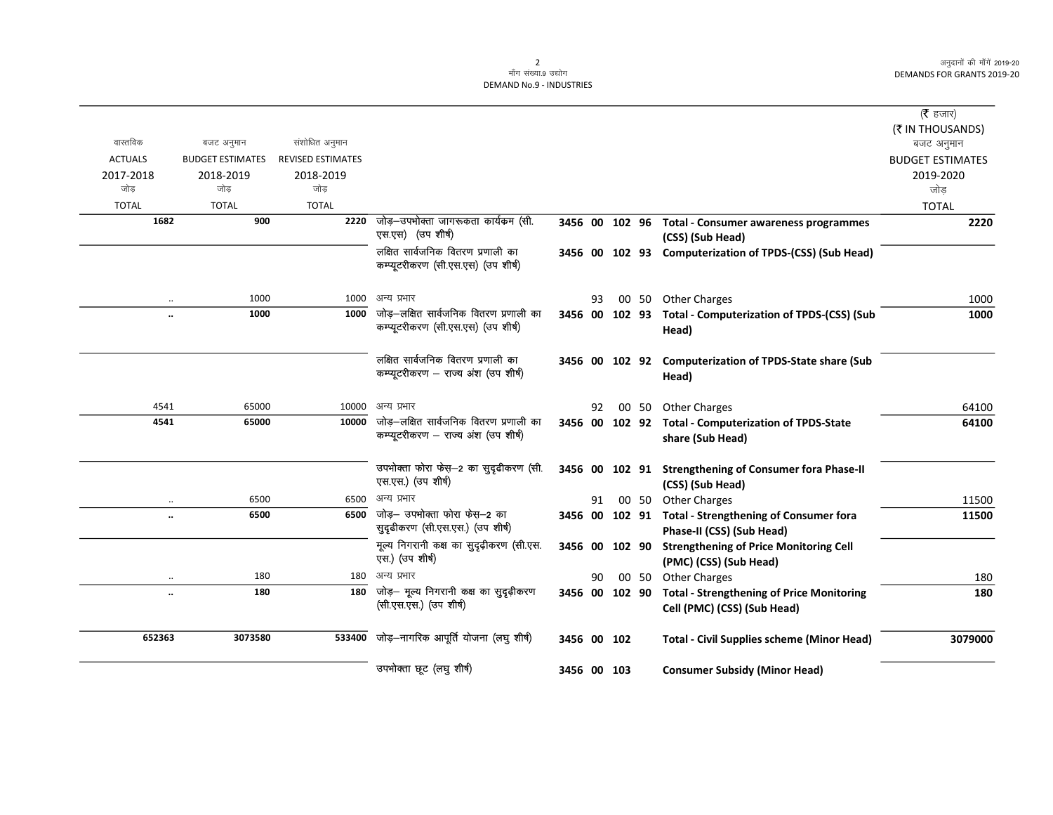# माँग संख्या.9 उद्योग
# DEMAND No.9 - INDUSTRIES

| वास्तविक ACTUALS 2017-2018 जोड़ TOTAL | बजट अनुमान BUDGET ESTIMATES 2018-2019 जोड़ TOTAL | संशोधित अनुमान REVISED ESTIMATES 2018-2019 जोड़ TOTAL | | | | | | | (₹ हजार) (₹ IN THOUSANDS) बजट अनुमान BUDGET ESTIMATES 2019-2020 जोड़ TOTAL |
|---|---|---|---|---|---|---|---|---|---|
| **1682** | **900** | **2220** | जोड़–उपभोक्ता जागरूकता कार्यक्रम (सी.एस.एस) (उप शीर्ष) | **3456** | **00** | **102** | **96** | **Total - Consumer awareness programmes (CSS) (Sub Head)** | **2220** |
| | | | लक्षित सार्वजनिक वितरण प्रणाली का कम्प्यूटरीकरण (सी.एस.एस) (उप शीर्ष) | **3456** | **00** | **102** | **93** | **Computerization of TPDS-(CSS) (Sub Head)** | |
| .. | 1000 | 1000 | अन्य प्रभार | | 93 | 00 | 50 | Other Charges | 1000 |
| **..** | **1000** | **1000** | जोड़–लक्षित सार्वजनिक वितरण प्रणाली का कम्प्यूटरीकरण (सी.एस.एस) (उप शीर्ष) | **3456** | **00** | **102** | **93** | **Total - Computerization of TPDS-(CSS) (Sub Head)** | **1000** |
| | | | लक्षित सार्वजनिक वितरण प्रणाली का कम्प्यूटरीकरण – राज्य अंश (उप शीर्ष) | **3456** | **00** | **102** | **92** | **Computerization of TPDS-State share (Sub Head)** | |
| 4541 | 65000 | 10000 | अन्य प्रभार | | 92 | 00 | 50 | Other Charges | 64100 |
| **4541** | **65000** | **10000** | जोड़–लक्षित सार्वजनिक वितरण प्रणाली का कम्प्यूटरीकरण – राज्य अंश (उप शीर्ष) | **3456** | **00** | **102** | **92** | **Total - Computerization of TPDS-State share (Sub Head)** | **64100** |
| | | | उपभोक्ता फोरा फेस–2 का सुदृढीकरण (सी.एस.एस.) (उप शीर्ष) | **3456** | **00** | **102** | **91** | **Strengthening of Consumer fora Phase-II (CSS) (Sub Head)** | |
| .. | 6500 | 6500 | अन्य प्रभार | | 91 | 00 | 50 | Other Charges | 11500 |
| **..** | **6500** | **6500** | जोड़– उपभोक्ता फोरा फेस–2 का सुदृढीकरण (सी.एस.एस.) (उप शीर्ष) | **3456** | **00** | **102** | **91** | **Total - Strengthening of Consumer fora Phase-II (CSS) (Sub Head)** | **11500** |
| | | | मूल्य निगरानी कक्ष का सुदृढीकरण (सी.एस.एस.) (उप शीर्ष) | **3456** | **00** | **102** | **90** | **Strengthening of Price Monitoring Cell (PMC) (CSS) (Sub Head)** | |
| .. | 180 | 180 | अन्य प्रभार | | 90 | 00 | 50 | Other Charges | 180 |
| **..** | **180** | **180** | जोड़– मूल्य निगरानी कक्ष का सुदृढीकरण (सी.एस.एस.) (उप शीर्ष) | **3456** | **00** | **102** | **90** | **Total - Strengthening of Price Monitoring Cell (PMC) (CSS) (Sub Head)** | **180** |
| **652363** | **3073580** | **533400** | जोड़–नागरिक आपूर्ति योजना (लघु शीर्ष) | **3456** | **00** | **102** | | **Total - Civil Supplies scheme (Minor Head)** | **3079000** |
| | | | उपभोक्ता छूट (लघु शीर्ष) | **3456** | **00** | **103** | | **Consumer Subsidy (Minor Head)** | |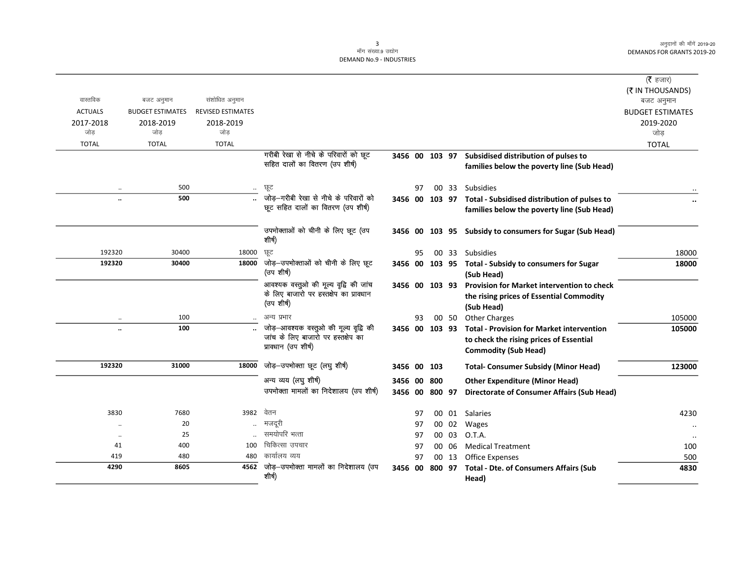| वास्तविक<br>ACTUALS<br>2017-2018<br>जोड़<br>TOTAL | बजट अनुमान<br>BUDGET ESTIMATES<br>2018-2019<br>जोड़<br>TOTAL | संशोधित अनुमान<br>REVISED ESTIMATES<br>2018-2019<br>जोड़<br>TOTAL | | | | (₹ हजार)<br>(₹ IN THOUSANDS)<br>बजट अनुमान<br>BUDGET ESTIMATES<br>2019-2020<br>जोड़<br>TOTAL |
|---|---|---|---|---|---|---|
| | | | गरीबी रेखा से नीचे के परिवारों को छूट सहित दालों का वितरण (उप शीर्ष) | 3456 00 103 97 | **Subsidised distribution of pulses to families below the poverty line (Sub Head)** | |
| .. | 500 | .. | छूट | 97 00 33 | Subsidies | .. |
| **..** | **500** | **..** | जोड़–गरीबी रेखा से नीचे के परिवारों को छूट सहित दालों का वितरण (उप शीर्ष) | 3456 00 103 97 | **Total - Subsidised distribution of pulses to families below the poverty line (Sub Head)** | **..** |
| | | | उपभोक्ताओं को चीनी के लिए छूट (उप शीर्ष) | 3456 00 103 95 | **Subsidy to consumers for Sugar (Sub Head)** | |
| 192320 | 30400 | 18000 | छूट | 95 00 33 | Subsidies | 18000 |
| **192320** | **30400** | **18000** | जोड़–उपभोक्ताओं को चीनी के लिए छूट (उप शीर्ष) | 3456 00 103 95 | **Total - Subsidy to consumers for Sugar (Sub Head)** | **18000** |
| | | | आवश्यक वस्तुओ की मूल्य वृद्वि की जांच के लिए बाजारो पर हस्तक्षेप का प्रावधान (उप शीर्ष) | 3456 00 103 93 | **Provision for Market intervention to check the rising prices of Essential Commodity (Sub Head)** | |
| .. | 100 | .. | अन्य प्रभार | 93 00 50 | Other Charges | 105000 |
| **..** | **100** | **..** | जोड़–आवश्यक वस्तुओ की मूल्य वृद्वि की जांच के लिए बाजारो पर हस्तक्षेप का प्रावधान (उप शीर्ष) | 3456 00 103 93 | **Total - Provision for Market intervention to check the rising prices of Essential Commodity (Sub Head)** | **105000** |
| **192320** | **31000** | **18000** | जोड़–उपभोक्ता छूट (लघु शीर्ष) | 3456 00 103 | **Total- Consumer Subsidy (Minor Head)** | **123000** |
| | | | अन्य व्यय (लघु शीर्ष) | 3456 00 800 | **Other Expenditure (Minor Head)** | |
| | | | उपभोक्ता मामलों का निदेशालय (उप शीर्ष) | 3456 00 800 97 | **Directorate of Consumer Affairs (Sub Head)** | |
| 3830 | 7680 | 3982 | वेतन | 97 00 01 | Salaries | 4230 |
| .. | 20 | .. | मजदूरी | 97 00 02 | Wages | .. |
| .. | 25 | .. | समयोपरि भत्ता | 97 00 03 | O.T.A. | .. |
| 41 | 400 | 100 | चिकित्सा उपचार | 97 00 06 | Medical Treatment | 100 |
| 419 | 480 | 480 | कार्यालय व्यय | 97 00 13 | Office Expenses | 500 |
| **4290** | **8605** | **4562** | जोड़–उपभोक्ता मामलों का निदेशालय (उप शीर्ष) | 3456 00 800 97 | **Total - Dte. of Consumers Affairs (Sub Head)** | **4830** |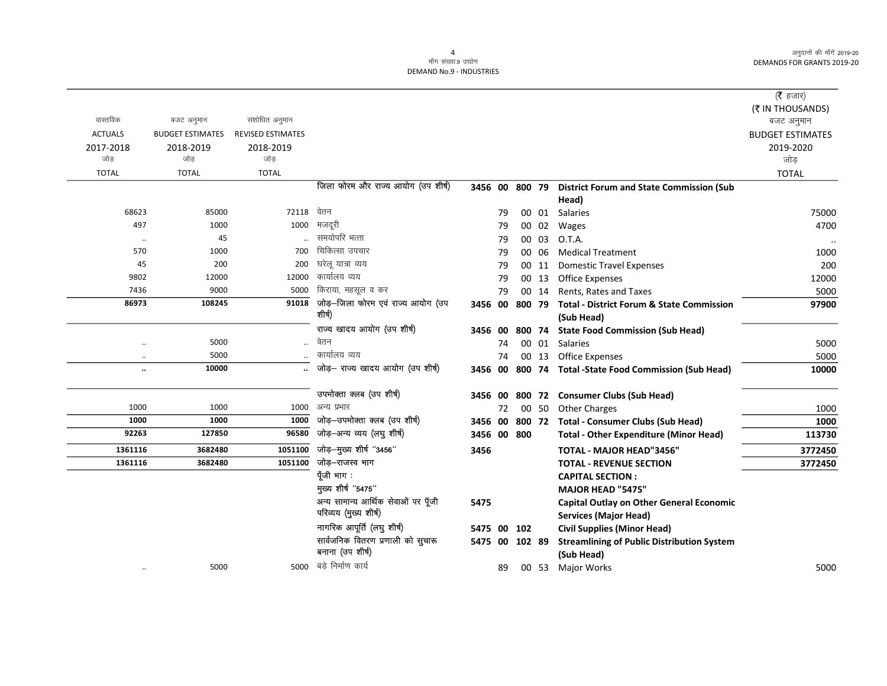माँग संख्या.9 उद्योग
DEMAND No.9 - INDUSTRIES

| वास्तविक ACTUALS 2017-2018 जोड़ TOTAL | बजट अनुमान BUDGET ESTIMATES 2018-2019 जोड़ TOTAL | संशोधित अनुमान REVISED ESTIMATES 2018-2019 जोड़ TOTAL | | | | | | | (₹ हजार) (₹ IN THOUSANDS) बजट अनुमान BUDGET ESTIMATES 2019-2020 जोड़ TOTAL |
|---|---|---|---|---|---|---|---|---|---|
| | | | जिला फोरम और राज्य आयोग (उप शीर्ष) | 3456 | 00 | 800 | 79 | **District Forum and State Commission (Sub Head)** | |
| 68623 | 85000 | 72118 | वेतन | | 79 | 00 | 01 | Salaries | 75000 |
| 497 | 1000 | 1000 | मजदूरी | | 79 | 00 | 02 | Wages | 4700 |
| .. | 45 | .. | समयोपरि भत्ता | | 79 | 00 | 03 | O.T.A. | .. |
| 570 | 1000 | 700 | चिकित्सा उपचार | | 79 | 00 | 06 | Medical Treatment | 1000 |
| 45 | 200 | 200 | घरेलू यात्रा व्यय | | 79 | 00 | 11 | Domestic Travel Expenses | 200 |
| 9802 | 12000 | 12000 | कार्यालय व्यय | | 79 | 00 | 13 | Office Expenses | 12000 |
| 7436 | 9000 | 5000 | किराया, महसूल व कर | | 79 | 00 | 14 | Rents, Rates and Taxes | 5000 |
| **86973** | **108245** | **91018** | जोड़–जिला फोरम एवं राज्य आयोग (उप शीर्ष) | 3456 | 00 | 800 | 79 | **Total - District Forum & State Commission (Sub Head)** | **97900** |
| | | | राज्य खादय आयोग (उप शीर्ष) | 3456 | 00 | 800 | 74 | **State Food Commission (Sub Head)** | |
| .. | 5000 | .. | वेतन | | 74 | 00 | 01 | Salaries | 5000 |
| .. | 5000 | .. | कार्यालय व्यय | | 74 | 00 | 13 | Office Expenses | 5000 |
| **..** | **10000** | **..** | जोड़– राज्य खादय आयोग (उप शीर्ष) | 3456 | 00 | 800 | 74 | **Total -State Food Commission (Sub Head)** | **10000** |
| | | | उपभोक्ता क्लब (उप शीर्ष) | 3456 | 00 | 800 | 72 | **Consumer Clubs (Sub Head)** | |
| 1000 | 1000 | 1000 | अन्य प्रभार | | 72 | 00 | 50 | Other Charges | 1000 |
| **1000** | **1000** | **1000** | जोड़–उपभोक्ता क्लब (उप शीर्ष) | 3456 | 00 | 800 | 72 | **Total - Consumer Clubs (Sub Head)** | **1000** |
| **92263** | **127850** | **96580** | जोड़–अन्य व्यय (लघु शीर्ष) | 3456 | 00 | 800 | | **Total - Other Expenditure (Minor Head)** | **113730** |
| **1361116** | **3682480** | **1051100** | जोड़–मुख्य शीर्ष "3456" | 3456 | | | | **TOTAL - MAJOR HEAD"3456"** | **3772450** |
| **1361116** | **3682480** | **1051100** | जोड़–राजस्व भाग | | | | | **TOTAL - REVENUE SECTION** | **3772450** |
| | | | पूँजी भाग : | | | | | **CAPITAL SECTION :** | |
| | | | मुख्य शीर्ष "5475" | | | | | **MAJOR HEAD "5475"** | |
| | | | अन्य सामान्य आर्थिक सेवाओं पर पूँजी परिव्यय (मुख्य शीर्ष) | 5475 | | | | **Capital Outlay on Other General Economic Services (Major Head)** | |
| | | | नागरिक आपूर्ति (लघु शीर्ष) | 5475 | 00 | 102 | | **Civil Supplies (Minor Head)** | |
| | | | सार्वजनिक वितरण प्रणाली को सुचारू बनाना (उप शीर्ष) | 5475 | 00 | 102 | 89 | **Streamlining of Public Distribution System (Sub Head)** | |
| .. | 5000 | 5000 | बड़े निर्माण कार्य | | 89 | 00 | 53 | Major Works | 5000 |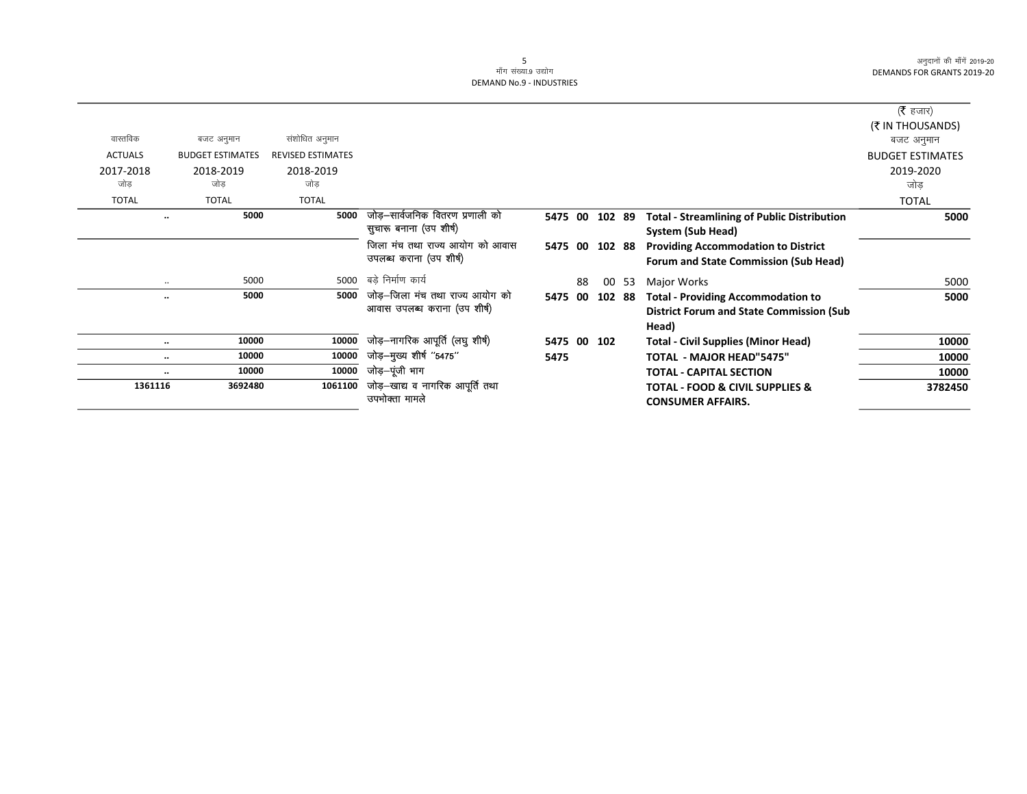मॉंग संख्या.9 उद्योग
DEMAND No.9 - INDUSTRIES

| वास्तविक ACTUALS 2017-2018 जोड़ TOTAL | बजट अनुमान BUDGET ESTIMATES 2018-2019 जोड़ TOTAL | संशोधित अनुमान REVISED ESTIMATES 2018-2019 जोड़ TOTAL | | | | (₹ हजार) (₹ IN THOUSANDS) बजट अनुमान BUDGET ESTIMATES 2019-2020 जोड़ TOTAL |
|---|---|---|---|---|---|---|
| .. | 5000 | 5000 | जोड़–सार्वजनिक वितरण प्रणाली को सुचारू बनाना (उप शीर्ष) | 5475 00 102 89 | **Total - Streamlining of Public Distribution System (Sub Head)** | 5000 |
| | | | जिला मंच तथा राज्य आयोग को आवास उपलब्ध कराना (उप शीर्ष) | 5475 00 102 88 | **Providing Accommodation to District Forum and State Commission (Sub Head)** | |
| .. | 5000 | 5000 | बड़े निर्माण कार्य | 88 00 53 | Major Works | 5000 |
| .. | 5000 | 5000 | जोड़–जिला मंच तथा राज्य आयोग को आवास उपलब्ध कराना (उप शीर्ष) | 5475 00 102 88 | **Total - Providing Accommodation to District Forum and State Commission (Sub Head)** | 5000 |
| .. | 10000 | 10000 | जोड़–नागरिक आपूर्ति (लघु शीर्ष) | 5475 00 102 | **Total - Civil Supplies (Minor Head)** | 10000 |
| .. | 10000 | 10000 | जोड़–मुख्य शीर्ष "5475" | 5475 | **TOTAL - MAJOR HEAD"5475"** | 10000 |
| .. | 10000 | 10000 | जोड़–पूंजी भाग | | **TOTAL - CAPITAL SECTION** | 10000 |
| 1361116 | 3692480 | 1061100 | जोड़–खाद्य व नागरिक आपूर्ति तथा उपभोक्ता मामले | | **TOTAL - FOOD & CIVIL SUPPLIES & CONSUMER AFFAIRS.** | 3782450 |